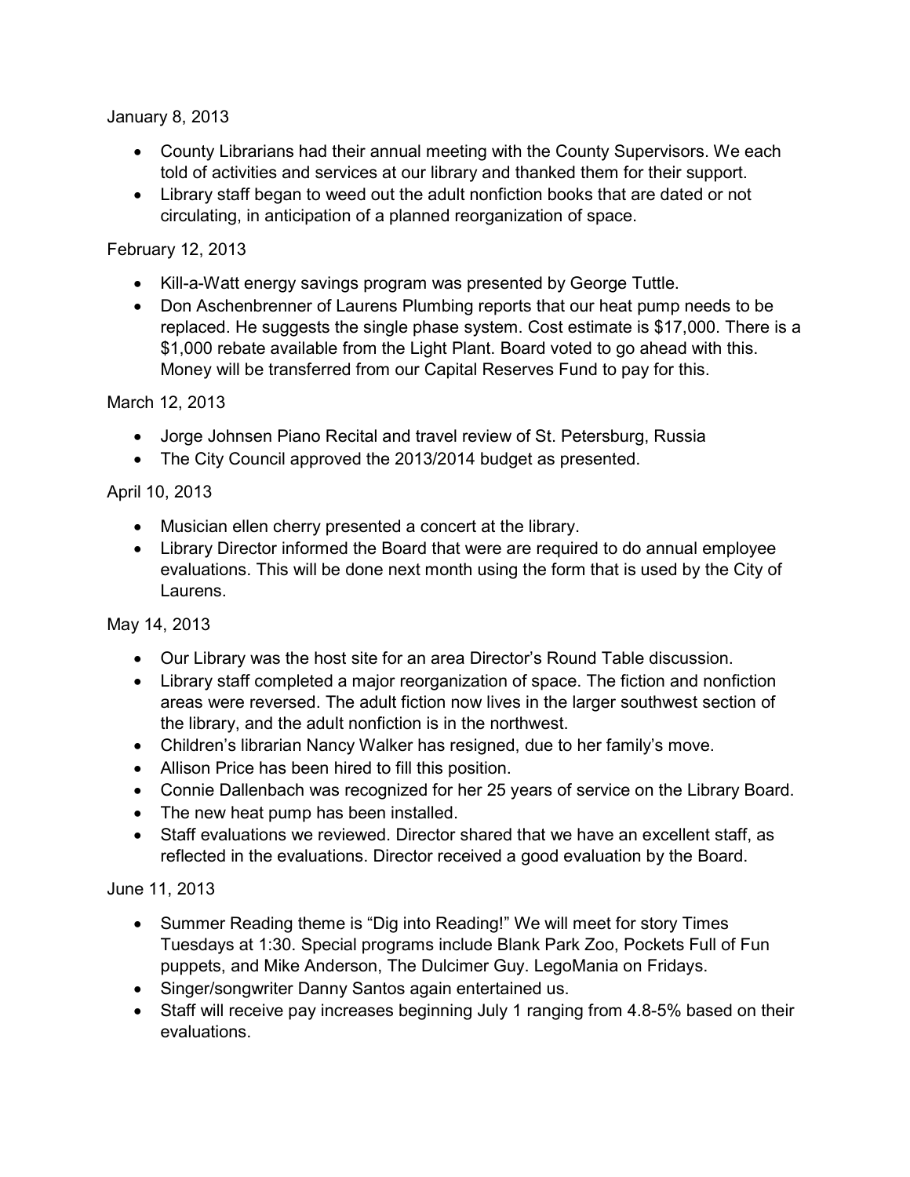January 8, 2013

- County Librarians had their annual meeting with the County Supervisors. We each told of activities and services at our library and thanked them for their support.
- Library staff began to weed out the adult nonfiction books that are dated or not circulating, in anticipation of a planned reorganization of space.

February 12, 2013

- Kill-a-Watt energy savings program was presented by George Tuttle.
- Don Aschenbrenner of Laurens Plumbing reports that our heat pump needs to be replaced. He suggests the single phase system. Cost estimate is $17,000. There is a $1,000 rebate available from the Light Plant. Board voted to go ahead with this. Money will be transferred from our Capital Reserves Fund to pay for this.

March 12, 2013

- Jorge Johnsen Piano Recital and travel review of St. Petersburg, Russia
- The City Council approved the 2013/2014 budget as presented.

April 10, 2013

- Musician ellen cherry presented a concert at the library.
- Library Director informed the Board that were are required to do annual employee evaluations. This will be done next month using the form that is used by the City of Laurens.

May 14, 2013

- Our Library was the host site for an area Director's Round Table discussion.
- Library staff completed a major reorganization of space. The fiction and nonfiction areas were reversed. The adult fiction now lives in the larger southwest section of the library, and the adult nonfiction is in the northwest.
- Children's librarian Nancy Walker has resigned, due to her family's move.
- Allison Price has been hired to fill this position.
- Connie Dallenbach was recognized for her 25 years of service on the Library Board.
- The new heat pump has been installed.
- Staff evaluations we reviewed. Director shared that we have an excellent staff, as reflected in the evaluations. Director received a good evaluation by the Board.

June 11, 2013

- Summer Reading theme is "Dig into Reading!" We will meet for story Times Tuesdays at 1:30. Special programs include Blank Park Zoo, Pockets Full of Fun puppets, and Mike Anderson, The Dulcimer Guy. LegoMania on Fridays.
- Singer/songwriter Danny Santos again entertained us.
- Staff will receive pay increases beginning July 1 ranging from 4.8-5% based on their evaluations.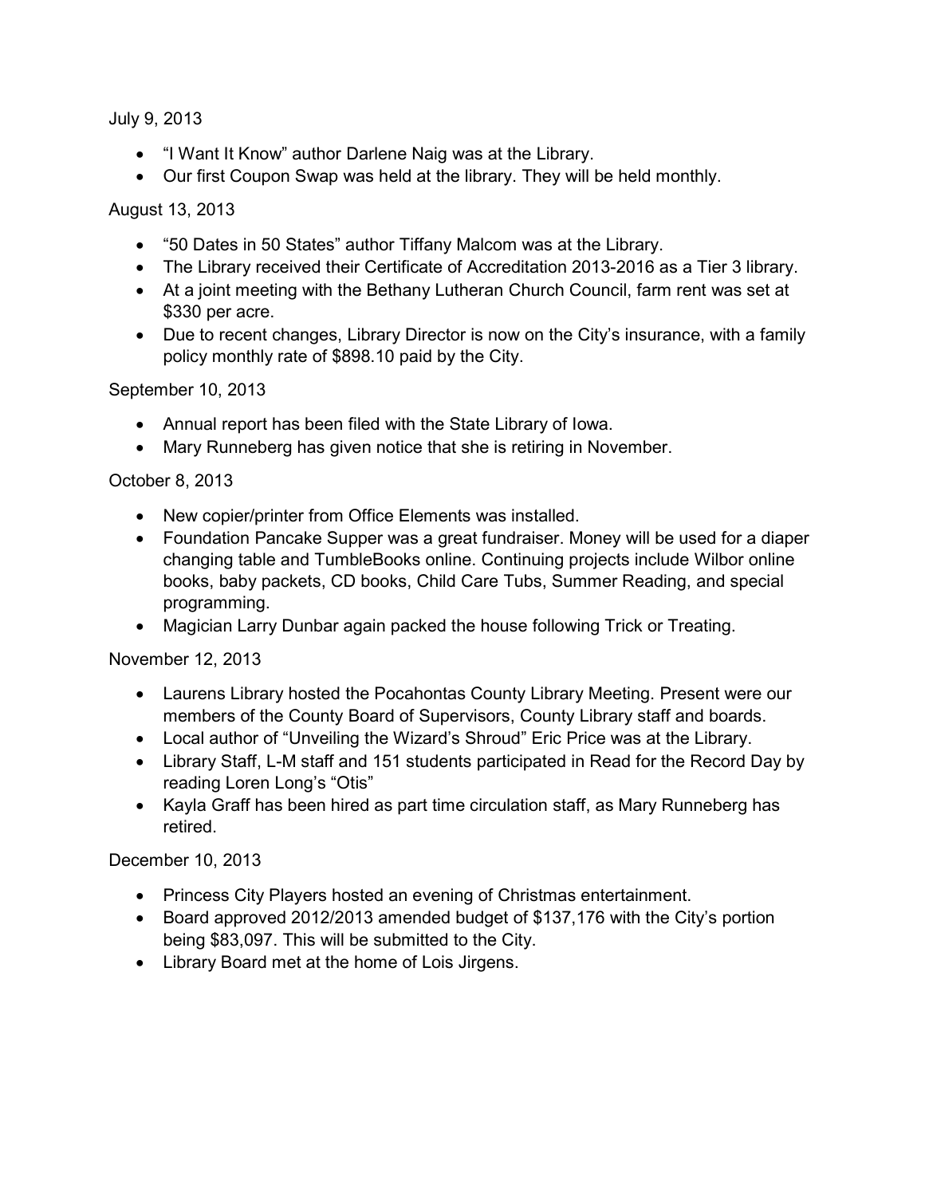July 9, 2013

- "I Want It Know" author Darlene Naig was at the Library.
- Our first Coupon Swap was held at the library. They will be held monthly.

August 13, 2013

- "50 Dates in 50 States" author Tiffany Malcom was at the Library.
- The Library received their Certificate of Accreditation 2013-2016 as a Tier 3 library.
- At a joint meeting with the Bethany Lutheran Church Council, farm rent was set at $330 per acre.
- Due to recent changes, Library Director is now on the City's insurance, with a family policy monthly rate of $898.10 paid by the City.

September 10, 2013

- Annual report has been filed with the State Library of Iowa.
- Mary Runneberg has given notice that she is retiring in November.

October 8, 2013

- New copier/printer from Office Elements was installed.
- Foundation Pancake Supper was a great fundraiser. Money will be used for a diaper changing table and TumbleBooks online. Continuing projects include Wilbor online books, baby packets, CD books, Child Care Tubs, Summer Reading, and special programming.
- Magician Larry Dunbar again packed the house following Trick or Treating.

November 12, 2013

- Laurens Library hosted the Pocahontas County Library Meeting. Present were our members of the County Board of Supervisors, County Library staff and boards.
- Local author of "Unveiling the Wizard's Shroud" Eric Price was at the Library.
- Library Staff, L-M staff and 151 students participated in Read for the Record Day by reading Loren Long's "Otis"
- Kayla Graff has been hired as part time circulation staff, as Mary Runneberg has retired.

December 10, 2013

- Princess City Players hosted an evening of Christmas entertainment.
- Board approved 2012/2013 amended budget of $137,176 with the City's portion being $83,097. This will be submitted to the City.
- Library Board met at the home of Lois Jirgens.